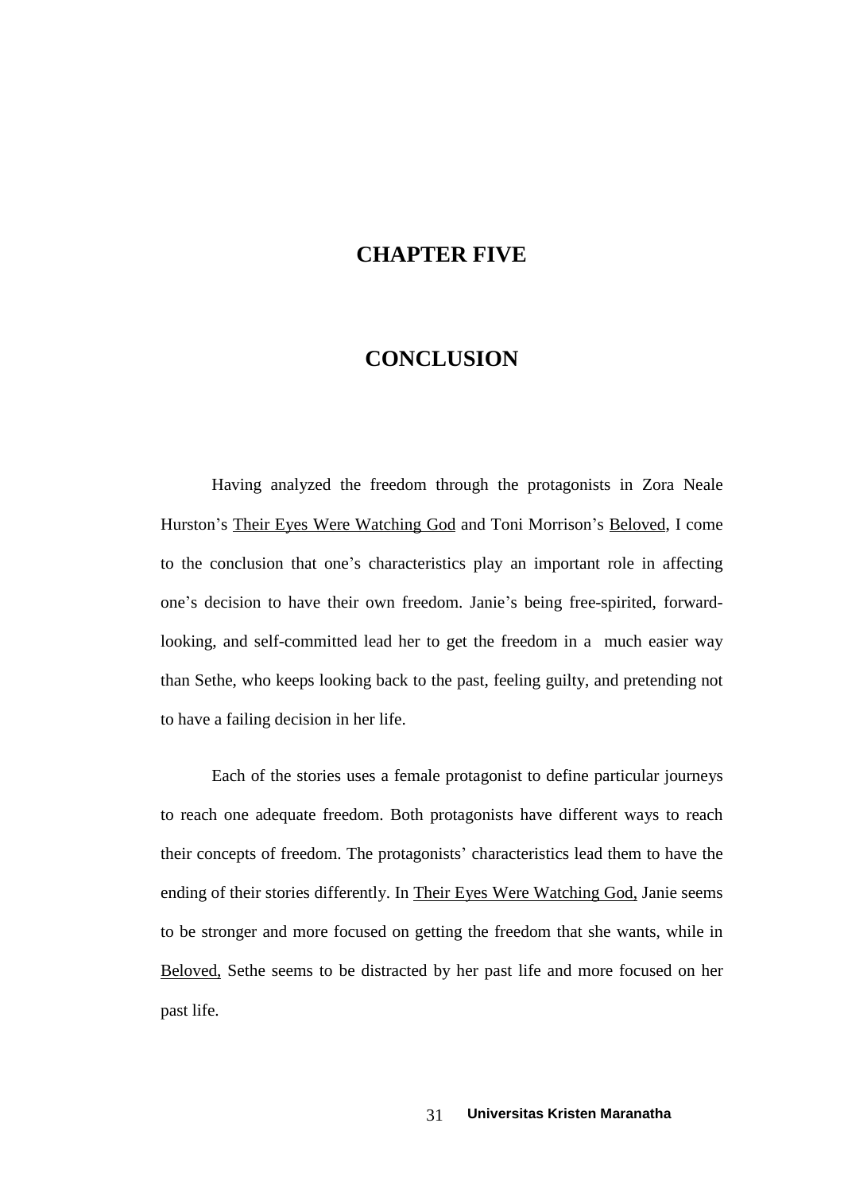# CHAPTER FIVE

# CONCLUSION

Having analyzed the freedom through the protagonists in Zora Neale Hurston's Their Eyes Were Watching God and Toni Morrison's Beloved, I come to the conclusion that one's characteristics play an important role in affecting one's decision to have their own freedom. Janie's being free-spirited, forward-looking, and self-committed lead her to get the freedom in a much easier way than Sethe, who keeps looking back to the past, feeling guilty, and pretending not to have a failing decision in her life.

Each of the stories uses a female protagonist to define particular journeys to reach one adequate freedom. Both protagonists have different ways to reach their concepts of freedom. The protagonists' characteristics lead them to have the ending of their stories differently. In Their Eyes Were Watching God, Janie seems to be stronger and more focused on getting the freedom that she wants, while in Beloved, Sethe seems to be distracted by her past life and more focused on her past life.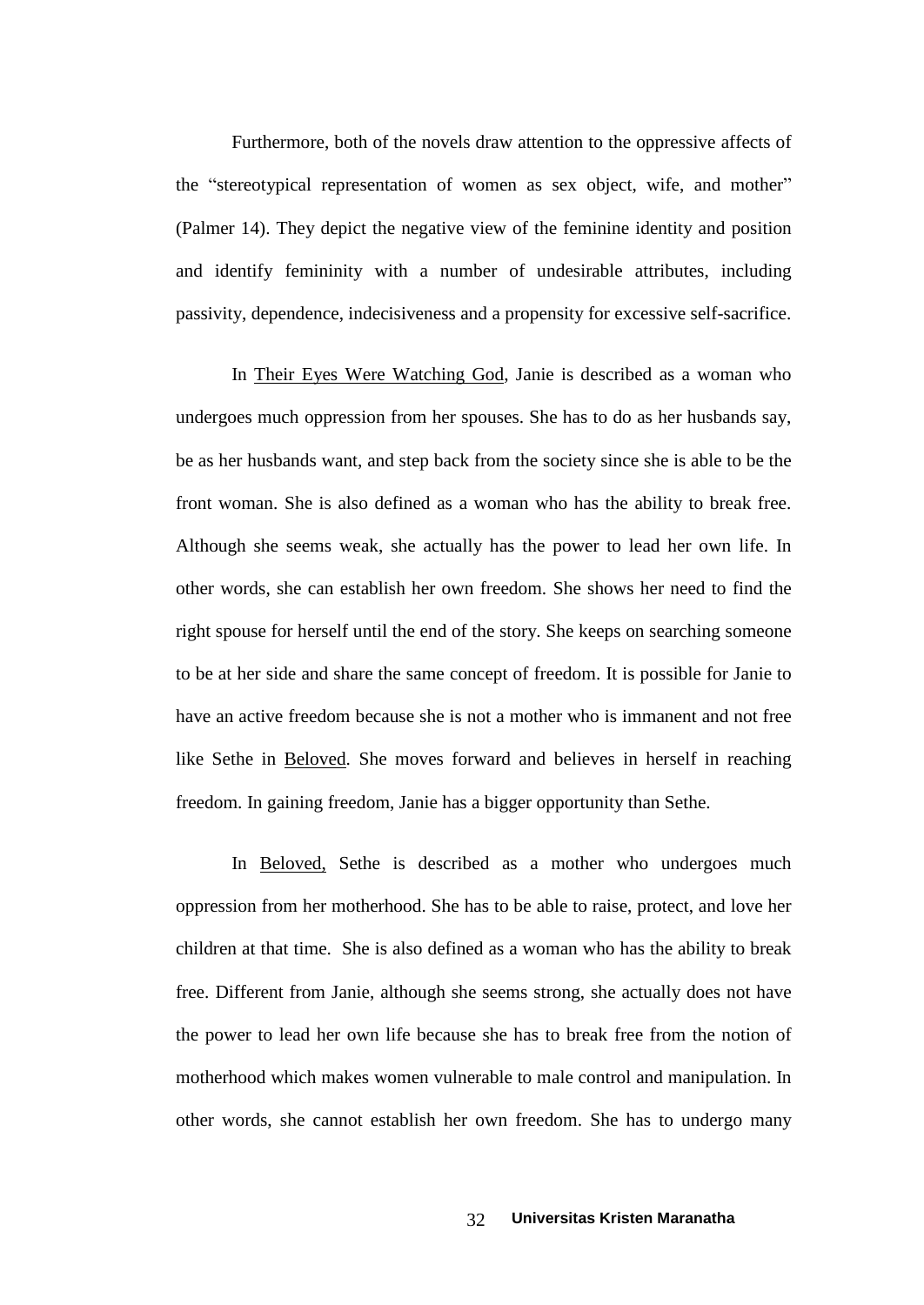Furthermore, both of the novels draw attention to the oppressive affects of the "stereotypical representation of women as sex object, wife, and mother" (Palmer 14). They depict the negative view of the feminine identity and position and identify femininity with a number of undesirable attributes, including passivity, dependence, indecisiveness and a propensity for excessive self-sacrifice.

In Their Eyes Were Watching God, Janie is described as a woman who undergoes much oppression from her spouses. She has to do as her husbands say, be as her husbands want, and step back from the society since she is able to be the front woman. She is also defined as a woman who has the ability to break free. Although she seems weak, she actually has the power to lead her own life. In other words, she can establish her own freedom. She shows her need to find the right spouse for herself until the end of the story. She keeps on searching someone to be at her side and share the same concept of freedom. It is possible for Janie to have an active freedom because she is not a mother who is immanent and not free like Sethe in Beloved. She moves forward and believes in herself in reaching freedom. In gaining freedom, Janie has a bigger opportunity than Sethe.

In Beloved, Sethe is described as a mother who undergoes much oppression from her motherhood. She has to be able to raise, protect, and love her children at that time. She is also defined as a woman who has the ability to break free. Different from Janie, although she seems strong, she actually does not have the power to lead her own life because she has to break free from the notion of motherhood which makes women vulnerable to male control and manipulation. In other words, she cannot establish her own freedom. She has to undergo many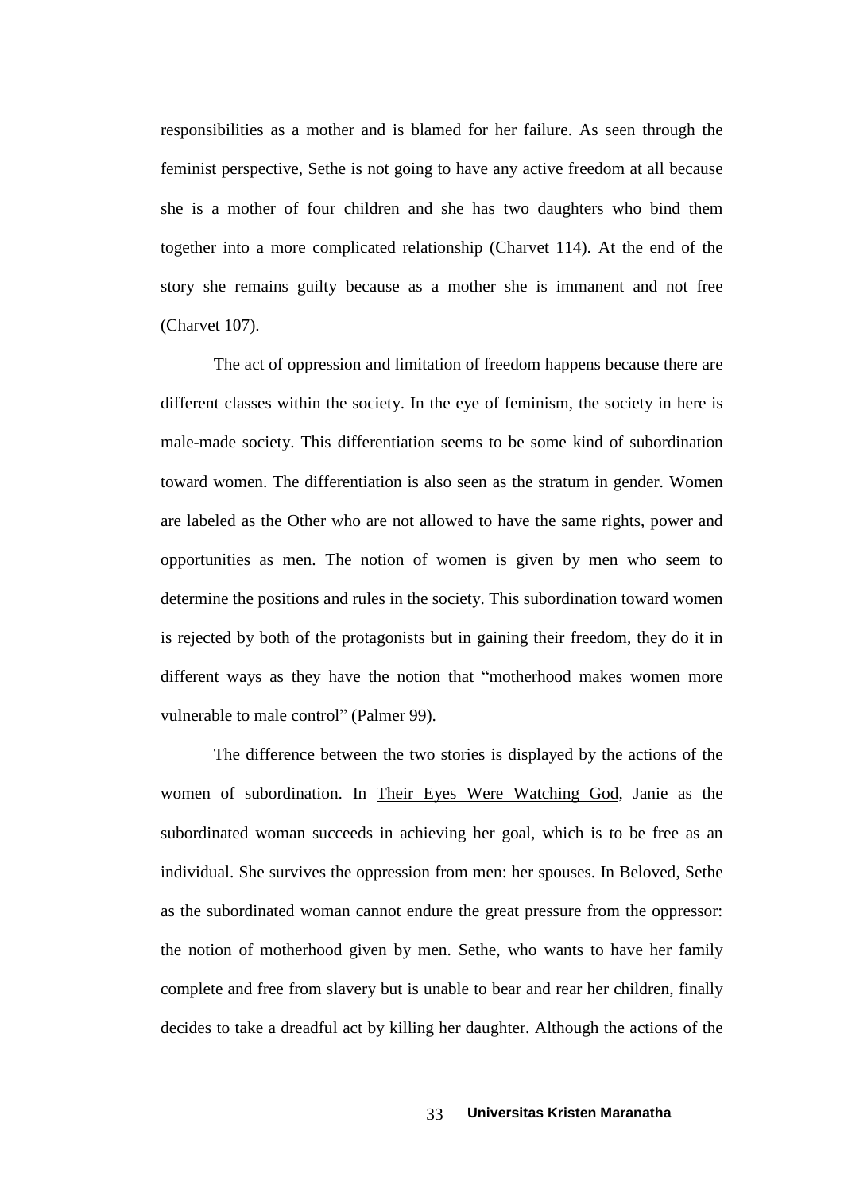responsibilities as a mother and is blamed for her failure. As seen through the feminist perspective, Sethe is not going to have any active freedom at all because she is a mother of four children and she has two daughters who bind them together into a more complicated relationship (Charvet 114). At the end of the story she remains guilty because as a mother she is immanent and not free (Charvet 107).

The act of oppression and limitation of freedom happens because there are different classes within the society. In the eye of feminism, the society in here is male-made society. This differentiation seems to be some kind of subordination toward women. The differentiation is also seen as the stratum in gender. Women are labeled as the Other who are not allowed to have the same rights, power and opportunities as men. The notion of women is given by men who seem to determine the positions and rules in the society. This subordination toward women is rejected by both of the protagonists but in gaining their freedom, they do it in different ways as they have the notion that "motherhood makes women more vulnerable to male control" (Palmer 99).

The difference between the two stories is displayed by the actions of the women of subordination. In <u>Their Eyes Were Watching God</u>, Janie as the subordinated woman succeeds in achieving her goal, which is to be free as an individual. She survives the oppression from men: her spouses. In <u>Beloved</u>, Sethe as the subordinated woman cannot endure the great pressure from the oppressor: the notion of motherhood given by men. Sethe, who wants to have her family complete and free from slavery but is unable to bear and rear her children, finally decides to take a dreadful act by killing her daughter. Although the actions of the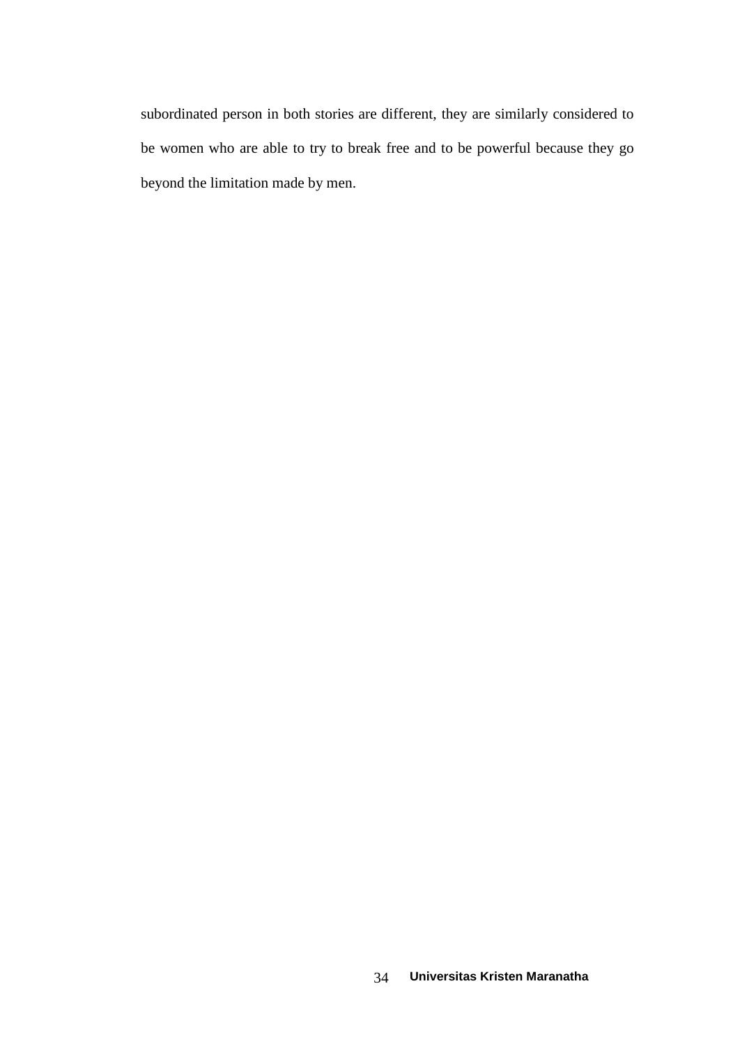subordinated person in both stories are different, they are similarly considered to be women who are able to try to break free and to be powerful because they go beyond the limitation made by men.